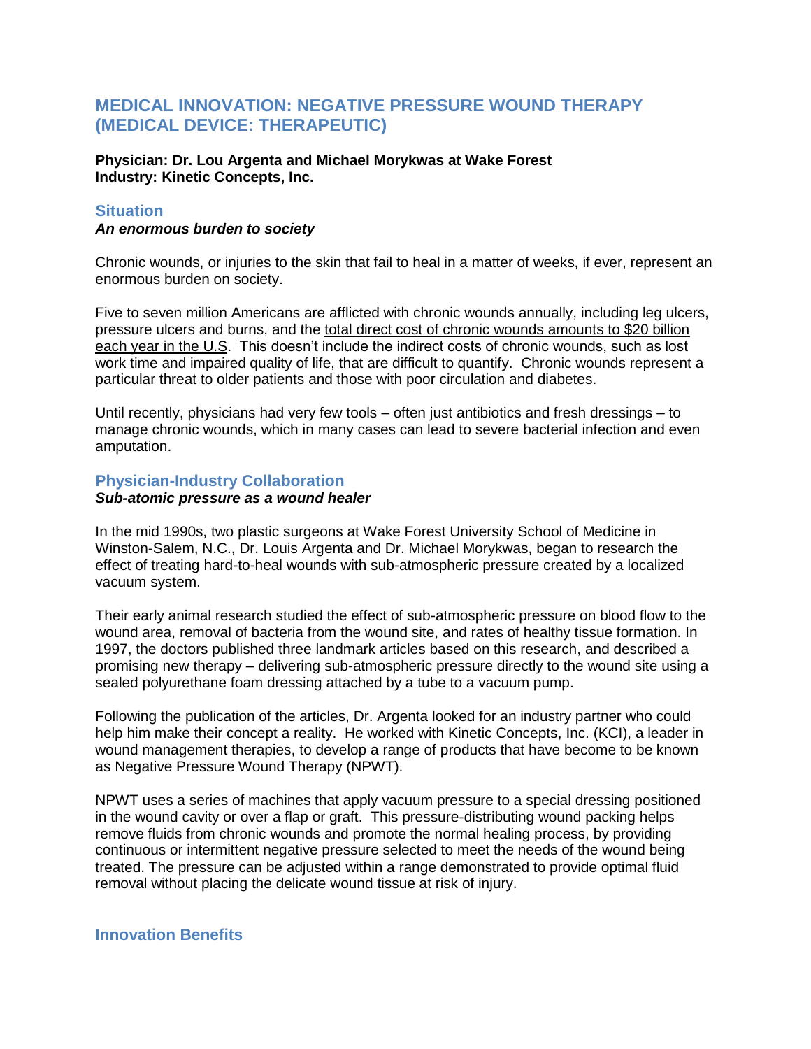# MEDICAL INNOVATION: NEGATIVE PRESSURE WOUND THERAPY (MEDICAL DEVICE: THERAPEUTIC)

**Physician: Dr. Lou Argenta and Michael Morykwas at Wake Forest**
**Industry: Kinetic Concepts, Inc.**

## Situation

***An enormous burden to society***

Chronic wounds, or injuries to the skin that fail to heal in a matter of weeks, if ever, represent an enormous burden on society.

Five to seven million Americans are afflicted with chronic wounds annually, including leg ulcers, pressure ulcers and burns, and the total direct cost of chronic wounds amounts to $20 billion each year in the U.S. This doesn't include the indirect costs of chronic wounds, such as lost work time and impaired quality of life, that are difficult to quantify. Chronic wounds represent a particular threat to older patients and those with poor circulation and diabetes.

Until recently, physicians had very few tools – often just antibiotics and fresh dressings – to manage chronic wounds, which in many cases can lead to severe bacterial infection and even amputation.

## Physician-Industry Collaboration

***Sub-atomic pressure as a wound healer***

In the mid 1990s, two plastic surgeons at Wake Forest University School of Medicine in Winston-Salem, N.C., Dr. Louis Argenta and Dr. Michael Morykwas, began to research the effect of treating hard-to-heal wounds with sub-atmospheric pressure created by a localized vacuum system.

Their early animal research studied the effect of sub-atmospheric pressure on blood flow to the wound area, removal of bacteria from the wound site, and rates of healthy tissue formation. In 1997, the doctors published three landmark articles based on this research, and described a promising new therapy – delivering sub-atmospheric pressure directly to the wound site using a sealed polyurethane foam dressing attached by a tube to a vacuum pump.

Following the publication of the articles, Dr. Argenta looked for an industry partner who could help him make their concept a reality. He worked with Kinetic Concepts, Inc. (KCI), a leader in wound management therapies, to develop a range of products that have become to be known as Negative Pressure Wound Therapy (NPWT).

NPWT uses a series of machines that apply vacuum pressure to a special dressing positioned in the wound cavity or over a flap or graft. This pressure-distributing wound packing helps remove fluids from chronic wounds and promote the normal healing process, by providing continuous or intermittent negative pressure selected to meet the needs of the wound being treated. The pressure can be adjusted within a range demonstrated to provide optimal fluid removal without placing the delicate wound tissue at risk of injury.

## Innovation Benefits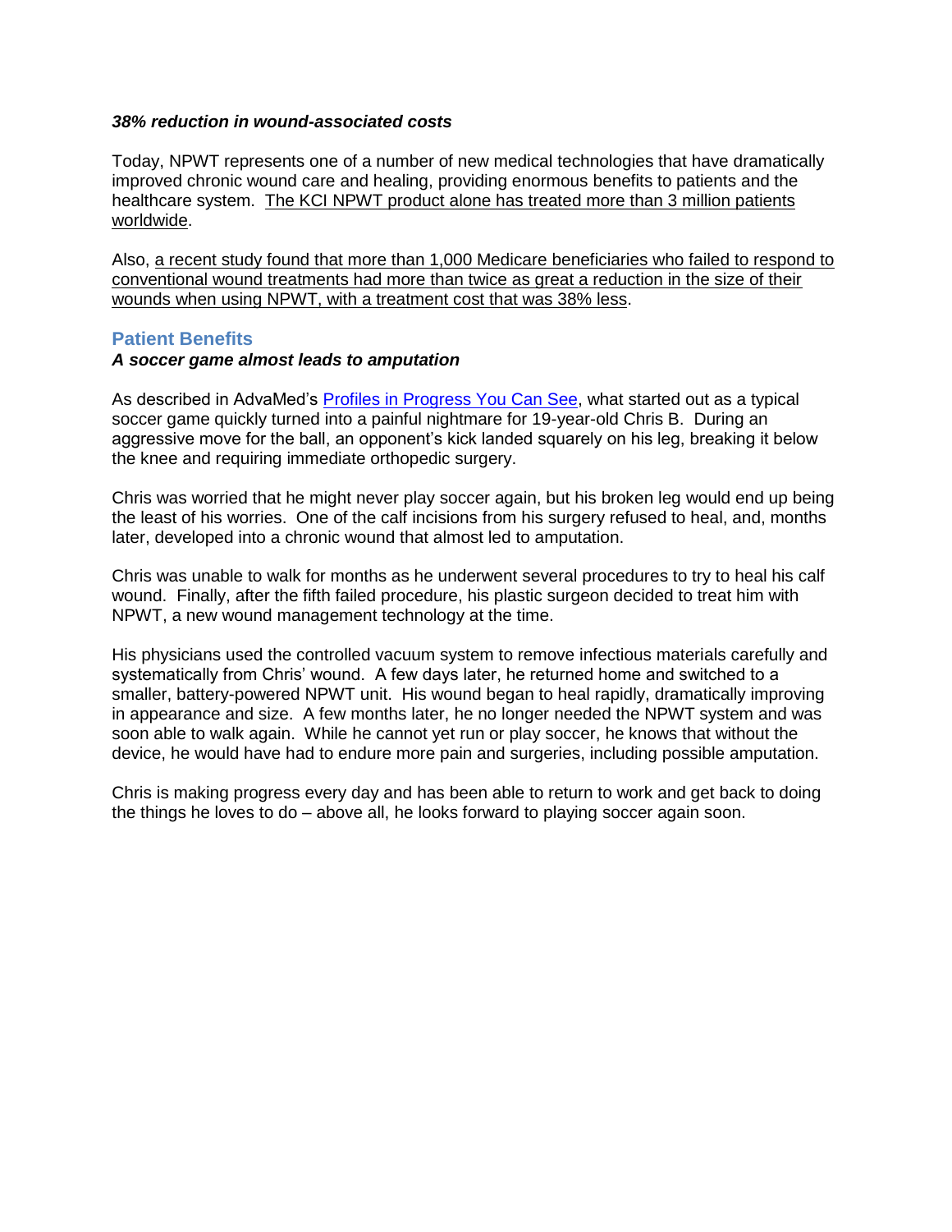***38% reduction in wound-associated costs***

Today, NPWT represents one of a number of new medical technologies that have dramatically improved chronic wound care and healing, providing enormous benefits to patients and the healthcare system. The KCI NPWT product alone has treated more than 3 million patients worldwide.

Also, a recent study found that more than 1,000 Medicare beneficiaries who failed to respond to conventional wound treatments had more than twice as great a reduction in the size of their wounds when using NPWT, with a treatment cost that was 38% less.

## Patient Benefits

***A soccer game almost leads to amputation***

As described in AdvaMed's Profiles in Progress You Can See, what started out as a typical soccer game quickly turned into a painful nightmare for 19-year-old Chris B. During an aggressive move for the ball, an opponent's kick landed squarely on his leg, breaking it below the knee and requiring immediate orthopedic surgery.

Chris was worried that he might never play soccer again, but his broken leg would end up being the least of his worries. One of the calf incisions from his surgery refused to heal, and, months later, developed into a chronic wound that almost led to amputation.

Chris was unable to walk for months as he underwent several procedures to try to heal his calf wound. Finally, after the fifth failed procedure, his plastic surgeon decided to treat him with NPWT, a new wound management technology at the time.

His physicians used the controlled vacuum system to remove infectious materials carefully and systematically from Chris' wound. A few days later, he returned home and switched to a smaller, battery-powered NPWT unit. His wound began to heal rapidly, dramatically improving in appearance and size. A few months later, he no longer needed the NPWT system and was soon able to walk again. While he cannot yet run or play soccer, he knows that without the device, he would have had to endure more pain and surgeries, including possible amputation.

Chris is making progress every day and has been able to return to work and get back to doing the things he loves to do – above all, he looks forward to playing soccer again soon.